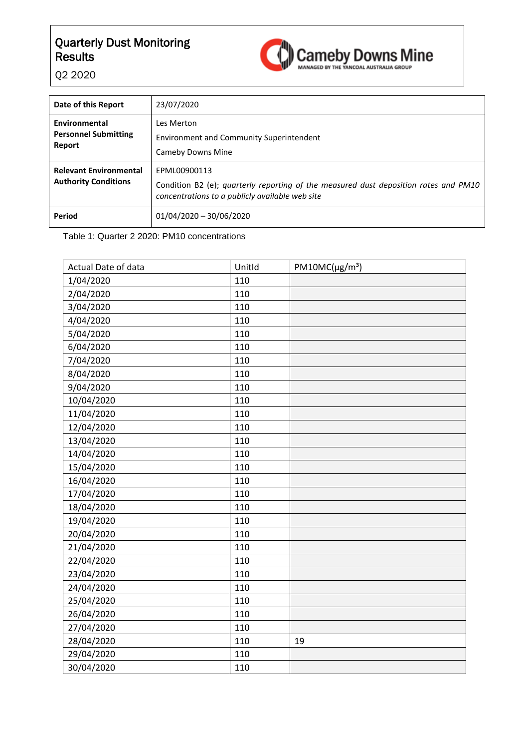# Quarterly Dust Monitoring Results

Q2 2020

Cameby Downs Mine
MANAGED BY THE YANCOAL AUSTRALIA GROUP

| **Date of this Report** | 23/07/2020 |
|---|---|
| **Environmental Personnel Submitting Report** | Les Merton<br>Environment and Community Superintendent<br>Cameby Downs Mine |
| **Relevant Environmental Authority Conditions** | EPML00900113<br>Condition B2 (e); *quarterly reporting of the measured dust deposition rates and PM10 concentrations to a publicly available web site* |
| **Period** | 01/04/2020 – 30/06/2020 |

Table 1: Quarter 2 2020: PM10 concentrations

| Actual Date of data | UnitId | PM10MC(μg/m³) |
|---|---|---|
| 1/04/2020 | 110 | |
| 2/04/2020 | 110 | |
| 3/04/2020 | 110 | |
| 4/04/2020 | 110 | |
| 5/04/2020 | 110 | |
| 6/04/2020 | 110 | |
| 7/04/2020 | 110 | |
| 8/04/2020 | 110 | |
| 9/04/2020 | 110 | |
| 10/04/2020 | 110 | |
| 11/04/2020 | 110 | |
| 12/04/2020 | 110 | |
| 13/04/2020 | 110 | |
| 14/04/2020 | 110 | |
| 15/04/2020 | 110 | |
| 16/04/2020 | 110 | |
| 17/04/2020 | 110 | |
| 18/04/2020 | 110 | |
| 19/04/2020 | 110 | |
| 20/04/2020 | 110 | |
| 21/04/2020 | 110 | |
| 22/04/2020 | 110 | |
| 23/04/2020 | 110 | |
| 24/04/2020 | 110 | |
| 25/04/2020 | 110 | |
| 26/04/2020 | 110 | |
| 27/04/2020 | 110 | |
| 28/04/2020 | 110 | 19 |
| 29/04/2020 | 110 | |
| 30/04/2020 | 110 | |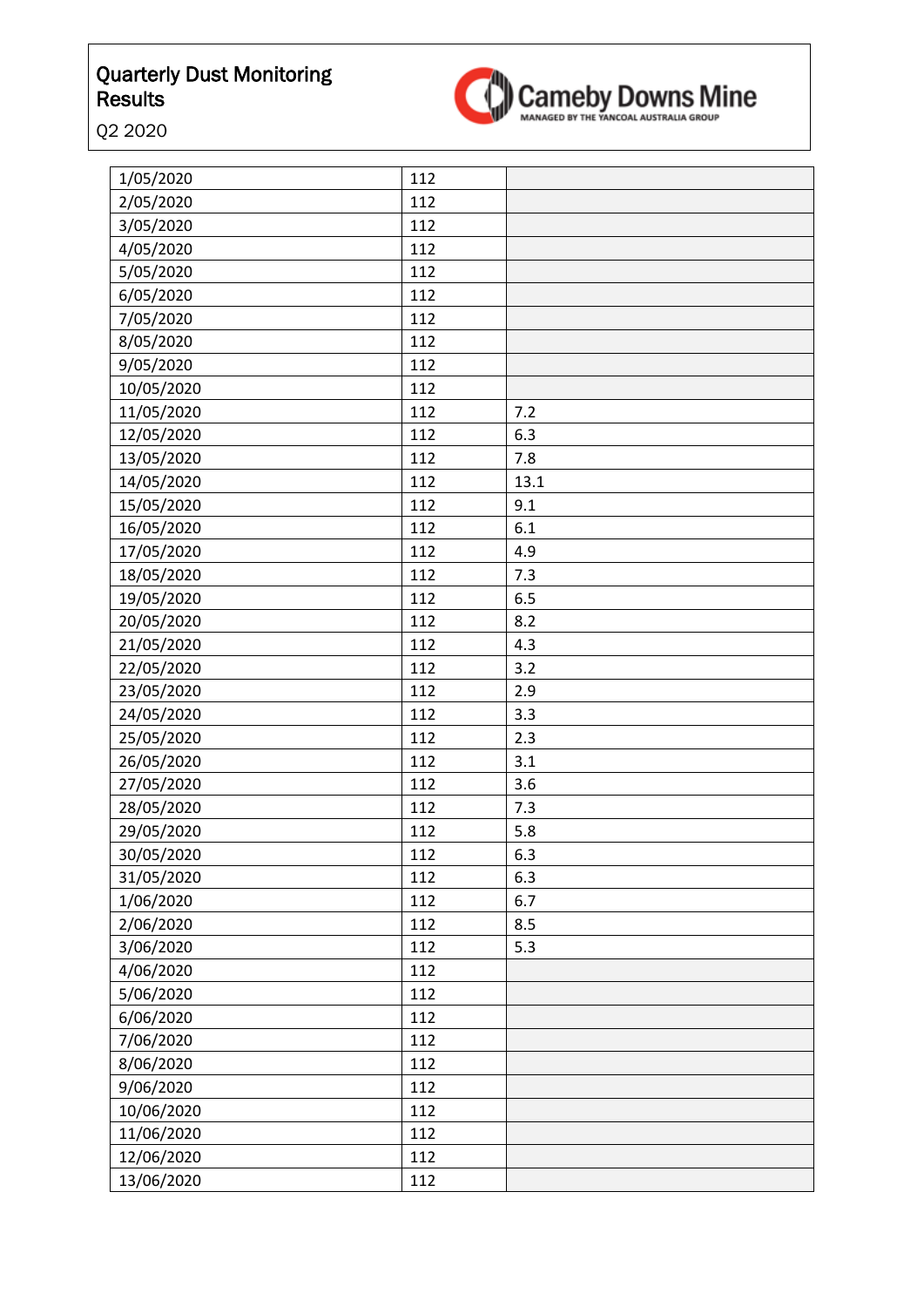| | | |
|---|---|---|
| 1/05/2020 | 112 | |
| 2/05/2020 | 112 | |
| 3/05/2020 | 112 | |
| 4/05/2020 | 112 | |
| 5/05/2020 | 112 | |
| 6/05/2020 | 112 | |
| 7/05/2020 | 112 | |
| 8/05/2020 | 112 | |
| 9/05/2020 | 112 | |
| 10/05/2020 | 112 | |
| 11/05/2020 | 112 | 7.2 |
| 12/05/2020 | 112 | 6.3 |
| 13/05/2020 | 112 | 7.8 |
| 14/05/2020 | 112 | 13.1 |
| 15/05/2020 | 112 | 9.1 |
| 16/05/2020 | 112 | 6.1 |
| 17/05/2020 | 112 | 4.9 |
| 18/05/2020 | 112 | 7.3 |
| 19/05/2020 | 112 | 6.5 |
| 20/05/2020 | 112 | 8.2 |
| 21/05/2020 | 112 | 4.3 |
| 22/05/2020 | 112 | 3.2 |
| 23/05/2020 | 112 | 2.9 |
| 24/05/2020 | 112 | 3.3 |
| 25/05/2020 | 112 | 2.3 |
| 26/05/2020 | 112 | 3.1 |
| 27/05/2020 | 112 | 3.6 |
| 28/05/2020 | 112 | 7.3 |
| 29/05/2020 | 112 | 5.8 |
| 30/05/2020 | 112 | 6.3 |
| 31/05/2020 | 112 | 6.3 |
| 1/06/2020 | 112 | 6.7 |
| 2/06/2020 | 112 | 8.5 |
| 3/06/2020 | 112 | 5.3 |
| 4/06/2020 | 112 | |
| 5/06/2020 | 112 | |
| 6/06/2020 | 112 | |
| 7/06/2020 | 112 | |
| 8/06/2020 | 112 | |
| 9/06/2020 | 112 | |
| 10/06/2020 | 112 | |
| 11/06/2020 | 112 | |
| 12/06/2020 | 112 | |
| 13/06/2020 | 112 | |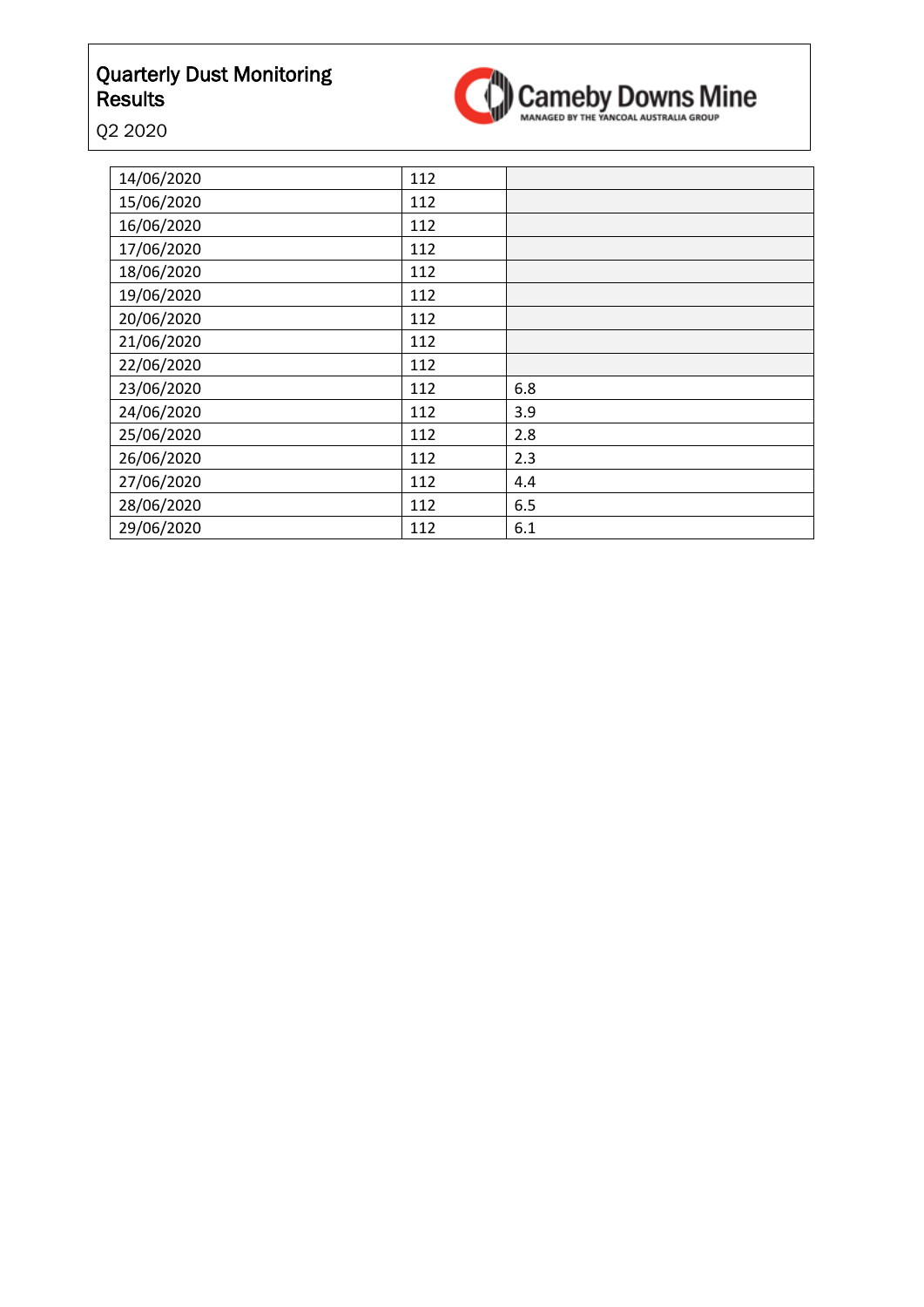| | | |
|---|---|---|
| 14/06/2020 | 112 | |
| 15/06/2020 | 112 | |
| 16/06/2020 | 112 | |
| 17/06/2020 | 112 | |
| 18/06/2020 | 112 | |
| 19/06/2020 | 112 | |
| 20/06/2020 | 112 | |
| 21/06/2020 | 112 | |
| 22/06/2020 | 112 | |
| 23/06/2020 | 112 | 6.8 |
| 24/06/2020 | 112 | 3.9 |
| 25/06/2020 | 112 | 2.8 |
| 26/06/2020 | 112 | 2.3 |
| 27/06/2020 | 112 | 4.4 |
| 28/06/2020 | 112 | 6.5 |
| 29/06/2020 | 112 | 6.1 |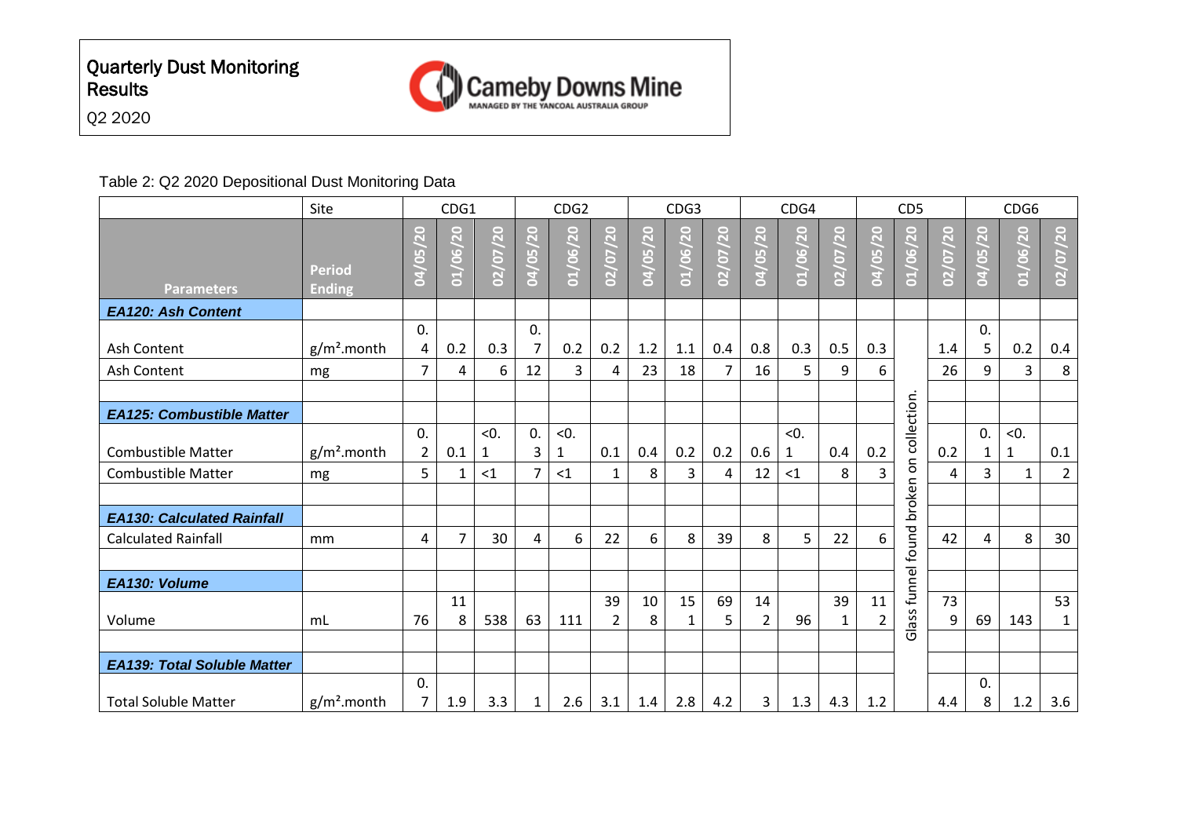# Quarterly Dust Monitoring Results

Q2 2020

Cameby Downs Mine — MANAGED BY THE YANCOAL AUSTRALIA GROUP

Table 2: Q2 2020 Depositional Dust Monitoring Data

| | Site | CDG1 | | | CDG2 | | | CDG3 | | | CDG4 | | | CD5 | | | CDG6 | | |
|---|---|---|---|---|---|---|---|---|---|---|---|---|---|---|---|---|---|---|---|
| **Parameters** | **Period Ending** | 04/05/20 | 01/06/20 | 02/07/20 | 04/05/20 | 01/06/20 | 02/07/20 | 04/05/20 | 01/06/20 | 02/07/20 | 04/05/20 | 01/06/20 | 02/07/20 | 04/05/20 | 01/06/20 | 02/07/20 | 04/05/20 | 01/06/20 | 02/07/20 |
| ***EA120: Ash Content*** | | | | | | | | | | | | | | | | | | | |
| Ash Content | g/m².month | 0.4 | 0.2 | 0.3 | 0.7 | 0.2 | 0.2 | 1.2 | 1.1 | 0.4 | 0.8 | 0.3 | 0.5 | 0.3 | Glass funnel found broken on collection. | 1.4 | 0.5 | 0.2 | 0.4 |
| Ash Content | mg | 7 | 4 | 6 | 12 | 3 | 4 | 23 | 18 | 7 | 16 | 5 | 9 | 6 | | 26 | 9 | 3 | 8 |
| | | | | | | | | | | | | | | | | | | | |
| ***EA125: Combustible Matter*** | | | | | | | | | | | | | | | | | | | |
| Combustible Matter | g/m².month | 0.2 | 0.1 | <0.1 | 0.3 | <0.1 | 0.1 | 0.4 | 0.2 | 0.2 | 0.6 | <0.1 | 0.4 | 0.2 | | 0.2 | 0.1 | <0.1 | 0.1 |
| Combustible Matter | mg | 5 | 1 | <1 | 7 | <1 | 1 | 8 | 3 | 4 | 12 | <1 | 8 | 3 | | 4 | 3 | 1 | 2 |
| | | | | | | | | | | | | | | | | | | | |
| ***EA130: Calculated Rainfall*** | | | | | | | | | | | | | | | | | | | |
| Calculated Rainfall | mm | 4 | 7 | 30 | 4 | 6 | 22 | 6 | 8 | 39 | 8 | 5 | 22 | 6 | | 42 | 4 | 8 | 30 |
| | | | | | | | | | | | | | | | | | | | |
| ***EA130: Volume*** | | | | | | | | | | | | | | | | | | | |
| Volume | mL | 76 | 118 | 538 | 63 | 111 | 392 | 108 | 151 | 695 | 142 | 96 | 391 | 112 | | 739 | 69 | 143 | 531 |
| | | | | | | | | | | | | | | | | | | | |
| ***EA139: Total Soluble Matter*** | | | | | | | | | | | | | | | | | | | |
| Total Soluble Matter | g/m².month | 0.7 | 1.9 | 3.3 | 1 | 2.6 | 3.1 | 1.4 | 2.8 | 4.2 | 3 | 1.3 | 4.3 | 1.2 | | 4.4 | 0.8 | 1.2 | 3.6 |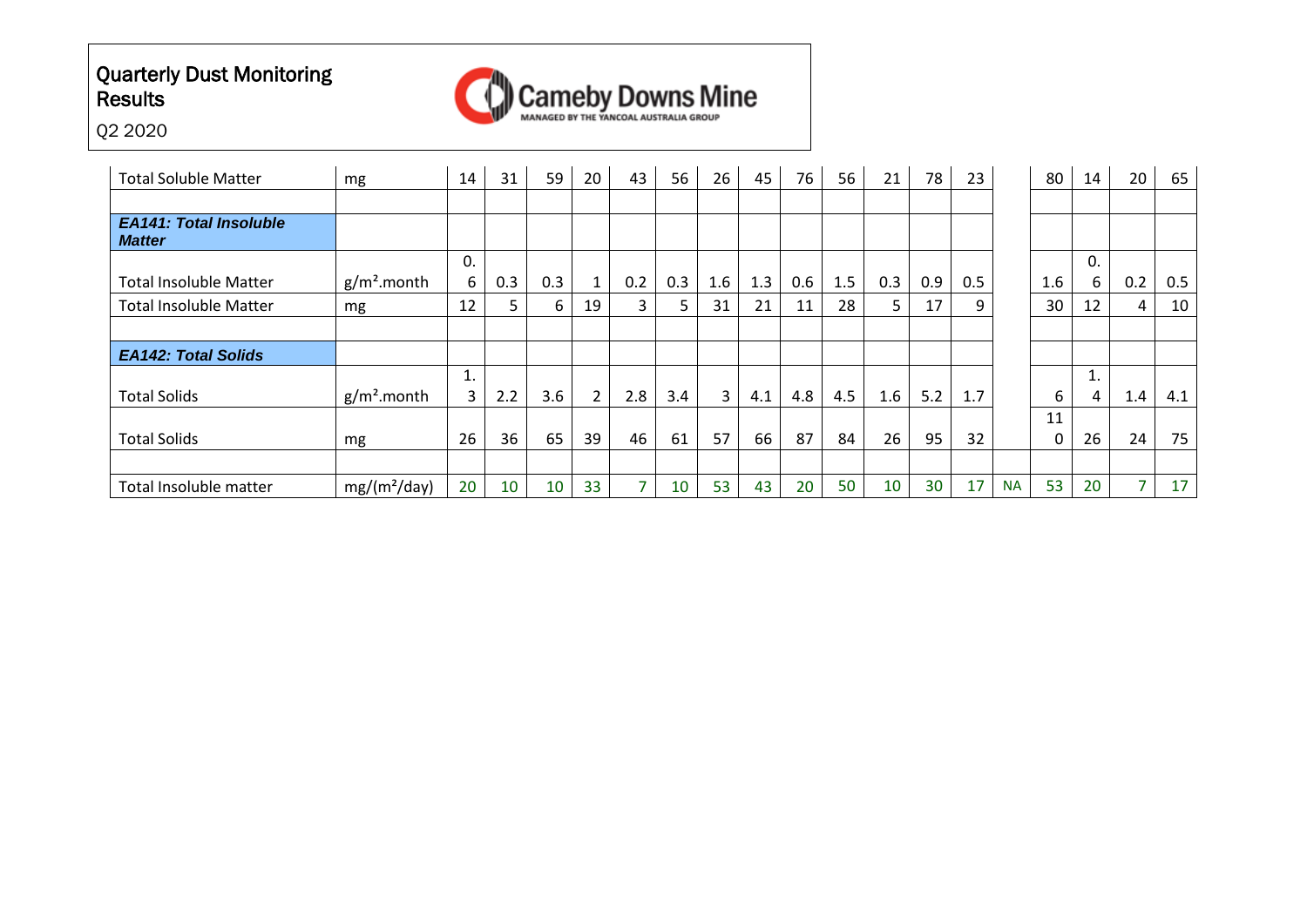| | | | | | | | | | | | | | | | | | | | |
|---|---|---|---|---|---|---|---|---|---|---|---|---|---|---|---|---|---|---|---|
| Total Soluble Matter | mg | 14 | 31 | 59 | 20 | 43 | 56 | 26 | 45 | 76 | 56 | 21 | 78 | 23 | | 80 | 14 | 20 | 65 |
| | | | | | | | | | | | | | | | | | | | |
| ***EA141: Total Insoluble Matter*** | | | | | | | | | | | | | | | | | | | |
| Total Insoluble Matter | g/m².month | 0.6 | 0.3 | 0.3 | 1 | 0.2 | 0.3 | 1.6 | 1.3 | 0.6 | 1.5 | 0.3 | 0.9 | 0.5 | | 1.6 | 0.6 | 0.2 | 0.5 |
| Total Insoluble Matter | mg | 12 | 5 | 6 | 19 | 3 | 5 | 31 | 21 | 11 | 28 | 5 | 17 | 9 | | 30 | 12 | 4 | 10 |
| | | | | | | | | | | | | | | | | | | | |
| ***EA142: Total Solids*** | | | | | | | | | | | | | | | | | | | |
| Total Solids | g/m².month | 1.3 | 2.2 | 3.6 | 2 | 2.8 | 3.4 | 3 | 4.1 | 4.8 | 4.5 | 1.6 | 5.2 | 1.7 | | 6 | 1.4 | 1.4 | 4.1 |
| Total Solids | mg | 26 | 36 | 65 | 39 | 46 | 61 | 57 | 66 | 87 | 84 | 26 | 95 | 32 | | 110 | 26 | 24 | 75 |
| | | | | | | | | | | | | | | | | | | | |
| Total Insoluble matter | mg/(m²/day) | 20 | 10 | 10 | 33 | 7 | 10 | 53 | 43 | 20 | 50 | 10 | 30 | 17 | NA | 53 | 20 | 7 | 17 |